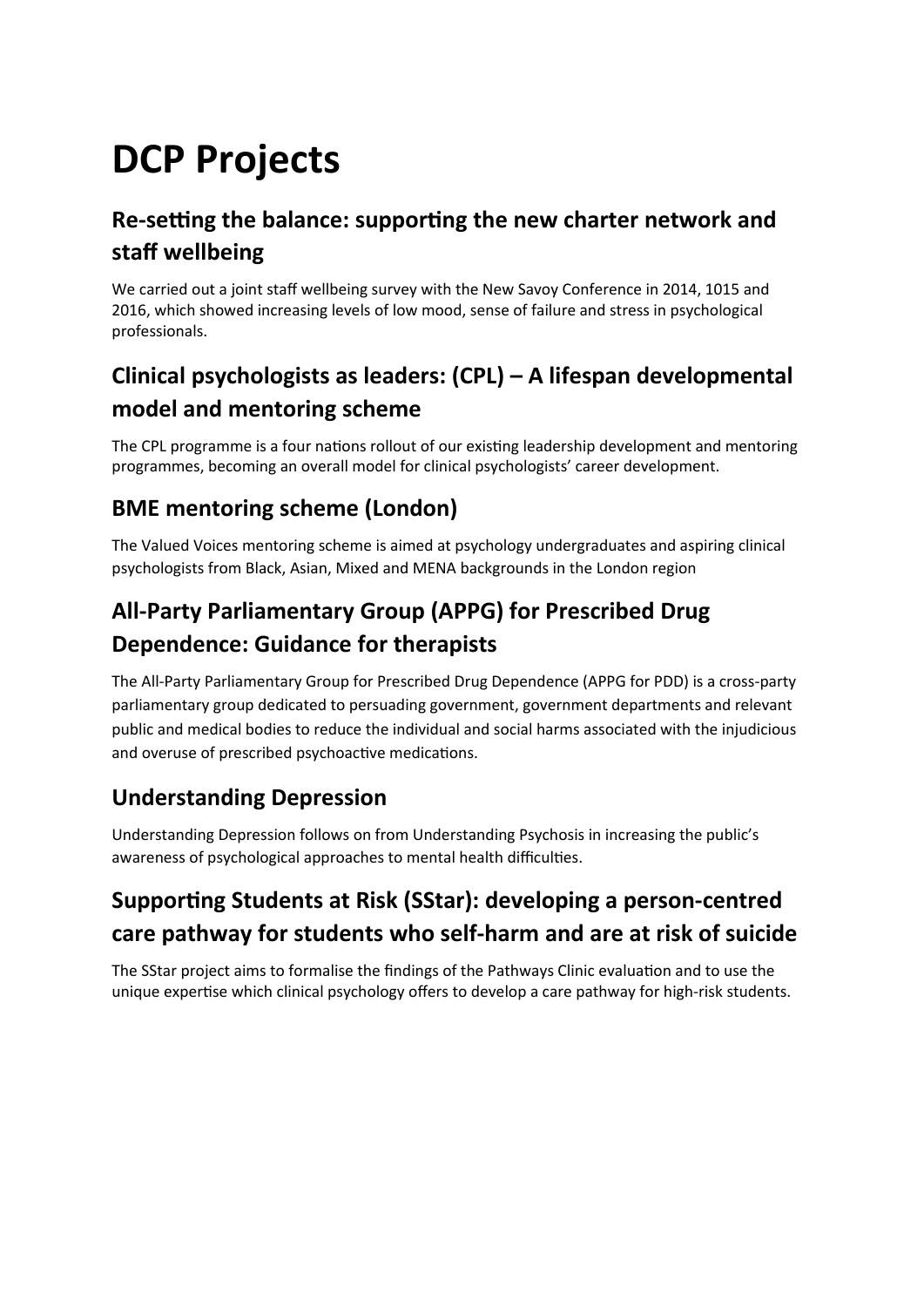# DCP Projects

## Re-setting the balance: supporting the new charter network and staff wellbeing

We carried out a joint staff wellbeing survey with the New Savoy Conference in 2014, 1015 and 2016, which showed increasing levels of low mood, sense of failure and stress in psychological professionals.

## Clinical psychologists as leaders: (CPL) – A lifespan developmental model and mentoring scheme

The CPL programme is a four nations rollout of our existing leadership development and mentoring programmes, becoming an overall model for clinical psychologists' career development.

## BME mentoring scheme (London)

The Valued Voices mentoring scheme is aimed at psychology undergraduates and aspiring clinical psychologists from Black, Asian, Mixed and MENA backgrounds in the London region

## All-Party Parliamentary Group (APPG) for Prescribed Drug Dependence: Guidance for therapists

The All-Party Parliamentary Group for Prescribed Drug Dependence (APPG for PDD) is a cross-party parliamentary group dedicated to persuading government, government departments and relevant public and medical bodies to reduce the individual and social harms associated with the injudicious and overuse of prescribed psychoactive medications.

## Understanding Depression

Understanding Depression follows on from Understanding Psychosis in increasing the public's awareness of psychological approaches to mental health difficulties.

## Supporting Students at Risk (SStar): developing a person-centred care pathway for students who self-harm and are at risk of suicide

The SStar project aims to formalise the findings of the Pathways Clinic evaluation and to use the unique expertise which clinical psychology offers to develop a care pathway for high-risk students.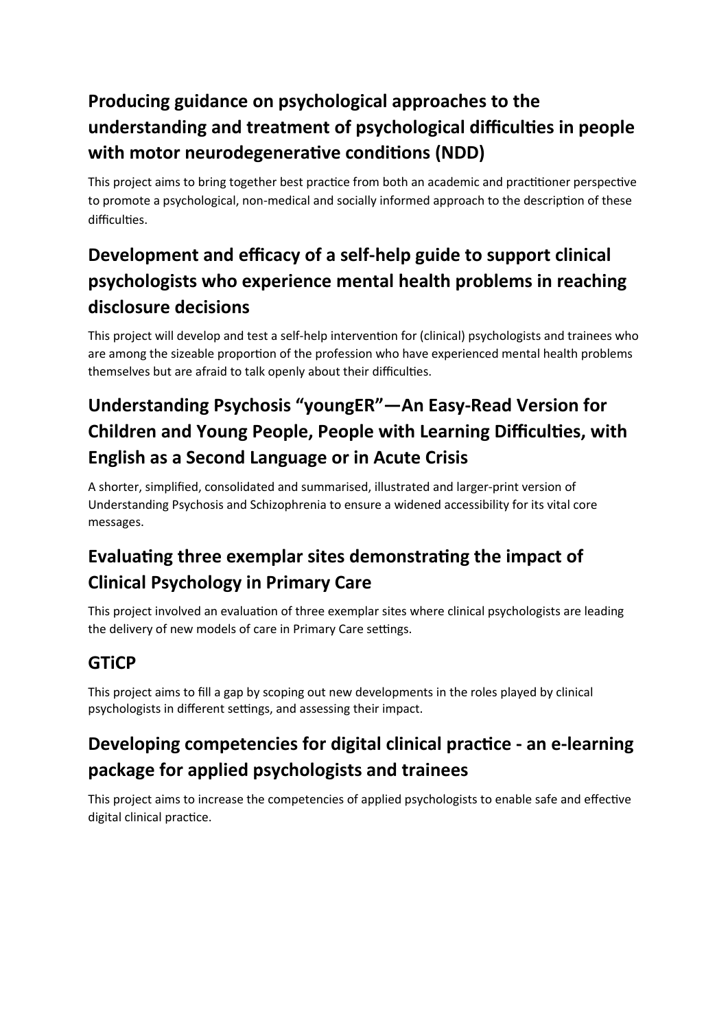## Producing guidance on psychological approaches to the understanding and treatment of psychological difficulties in people with motor neurodegenerative conditions (NDD)

This project aims to bring together best practice from both an academic and practitioner perspective to promote a psychological, non-medical and socially informed approach to the description of these difficulties.

## Development and efficacy of a self-help guide to support clinical psychologists who experience mental health problems in reaching disclosure decisions

This project will develop and test a self-help intervention for (clinical) psychologists and trainees who are among the sizeable proportion of the profession who have experienced mental health problems themselves but are afraid to talk openly about their difficulties.

## Understanding Psychosis "youngER"—An Easy-Read Version for Children and Young People, People with Learning Difficulties, with English as a Second Language or in Acute Crisis

A shorter, simplified, consolidated and summarised, illustrated and larger-print version of Understanding Psychosis and Schizophrenia to ensure a widened accessibility for its vital core messages.

## Evaluating three exemplar sites demonstrating the impact of Clinical Psychology in Primary Care

This project involved an evaluation of three exemplar sites where clinical psychologists are leading the delivery of new models of care in Primary Care settings.

## GTiCP

This project aims to fill a gap by scoping out new developments in the roles played by clinical psychologists in different settings, and assessing their impact.

## Developing competencies for digital clinical practice - an e-learning package for applied psychologists and trainees

This project aims to increase the competencies of applied psychologists to enable safe and effective digital clinical practice.